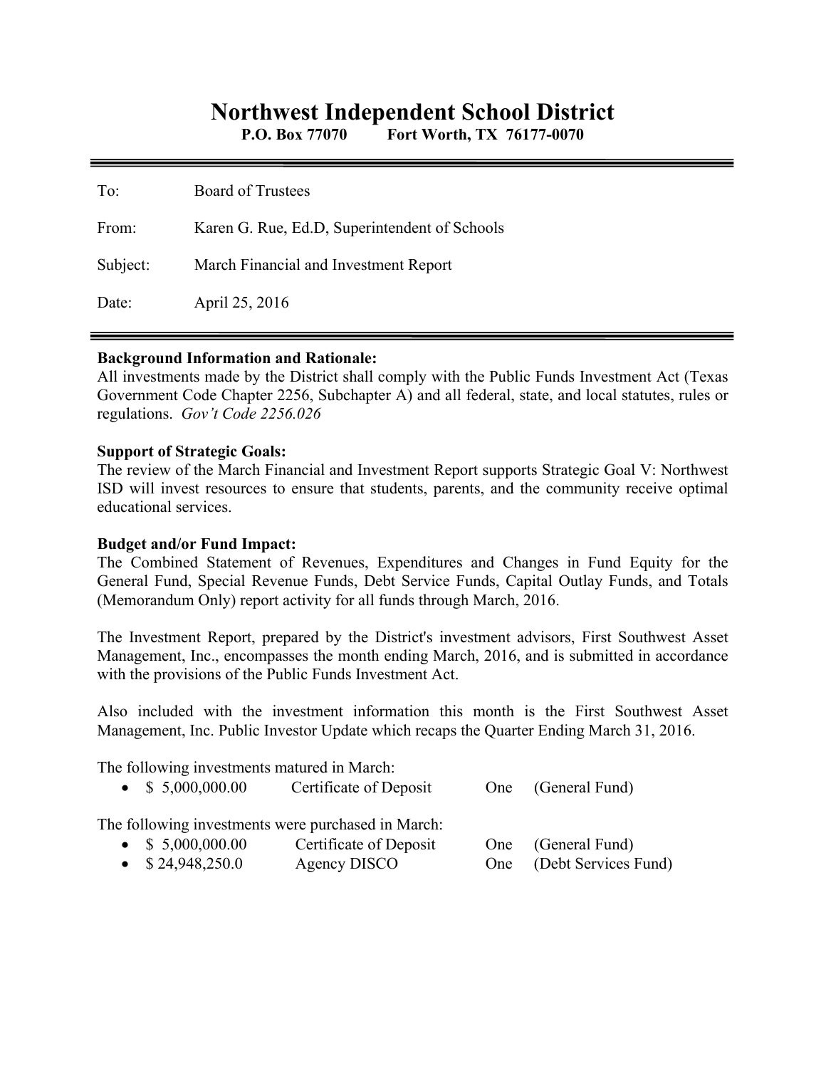# Northwest Independent School District

**P.O. Box 77070 Fort Worth, TX 76177-0070**

---

To: Board of Trustees

From: Karen G. Rue, Ed.D, Superintendent of Schools

Subject: March Financial and Investment Report

Date: April 25, 2016

---

**Background Information and Rationale:**
All investments made by the District shall comply with the Public Funds Investment Act (Texas Government Code Chapter 2256, Subchapter A) and all federal, state, and local statutes, rules or regulations. *Gov't Code 2256.026*

**Support of Strategic Goals:**
The review of the March Financial and Investment Report supports Strategic Goal V: Northwest ISD will invest resources to ensure that students, parents, and the community receive optimal educational services.

**Budget and/or Fund Impact:**
The Combined Statement of Revenues, Expenditures and Changes in Fund Equity for the General Fund, Special Revenue Funds, Debt Service Funds, Capital Outlay Funds, and Totals (Memorandum Only) report activity for all funds through March, 2016.

The Investment Report, prepared by the District's investment advisors, First Southwest Asset Management, Inc., encompasses the month ending March, 2016, and is submitted in accordance with the provisions of the Public Funds Investment Act.

Also included with the investment information this month is the First Southwest Asset Management, Inc. Public Investor Update which recaps the Quarter Ending March 31, 2016.

The following investments matured in March:

- $ 5,000,000.00 Certificate of Deposit One (General Fund)

The following investments were purchased in March:

- $ 5,000,000.00 Certificate of Deposit One (General Fund)
- $ 24,948,250.0 Agency DISCO One (Debt Services Fund)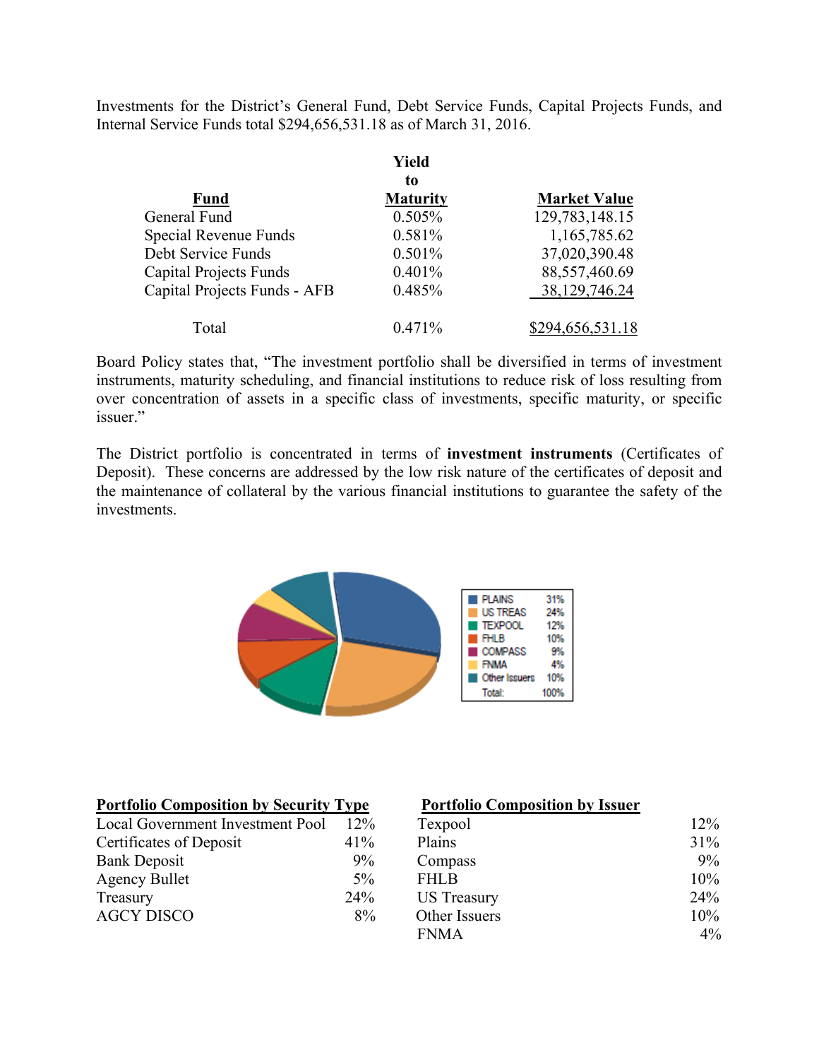Investments for the District's General Fund, Debt Service Funds, Capital Projects Funds, and Internal Service Funds total $294,656,531.18 as of March 31, 2016.

| Fund | Yield to Maturity | Market Value |
|---|---|---|
| General Fund | 0.505% | 129,783,148.15 |
| Special Revenue Funds | 0.581% | 1,165,785.62 |
| Debt Service Funds | 0.501% | 37,020,390.48 |
| Capital Projects Funds | 0.401% | 88,557,460.69 |
| Capital Projects Funds - AFB | 0.485% | 38,129,746.24 |
| Total | 0.471% | $294,656,531.18 |

Board Policy states that, "The investment portfolio shall be diversified in terms of investment instruments, maturity scheduling, and financial institutions to reduce risk of loss resulting from over concentration of assets in a specific class of investments, specific maturity, or specific issuer."

The District portfolio is concentrated in terms of **investment instruments** (Certificates of Deposit). These concerns are addressed by the low risk nature of the certificates of deposit and the maintenance of collateral by the various financial institutions to guarantee the safety of the investments.

| | |
|---|---|
| PLAINS | 31% |
| US TREAS | 24% |
| TEXPOOL | 12% |
| FHLB | 10% |
| COMPASS | 9% |
| FNMA | 4% |
| Other Issuers | 10% |
| Total: | 100% |

**Portfolio Composition by Security Type**

| Security Type | % |
|---|---|
| Local Government Investment Pool | 12% |
| Certificates of Deposit | 41% |
| Bank Deposit | 9% |
| Agency Bullet | 5% |
| Treasury | 24% |
| AGCY DISCO | 8% |

**Portfolio Composition by Issuer**

| Issuer | % |
|---|---|
| Texpool | 12% |
| Plains | 31% |
| Compass | 9% |
| FHLB | 10% |
| US Treasury | 24% |
| Other Issuers | 10% |
| FNMA | 4% |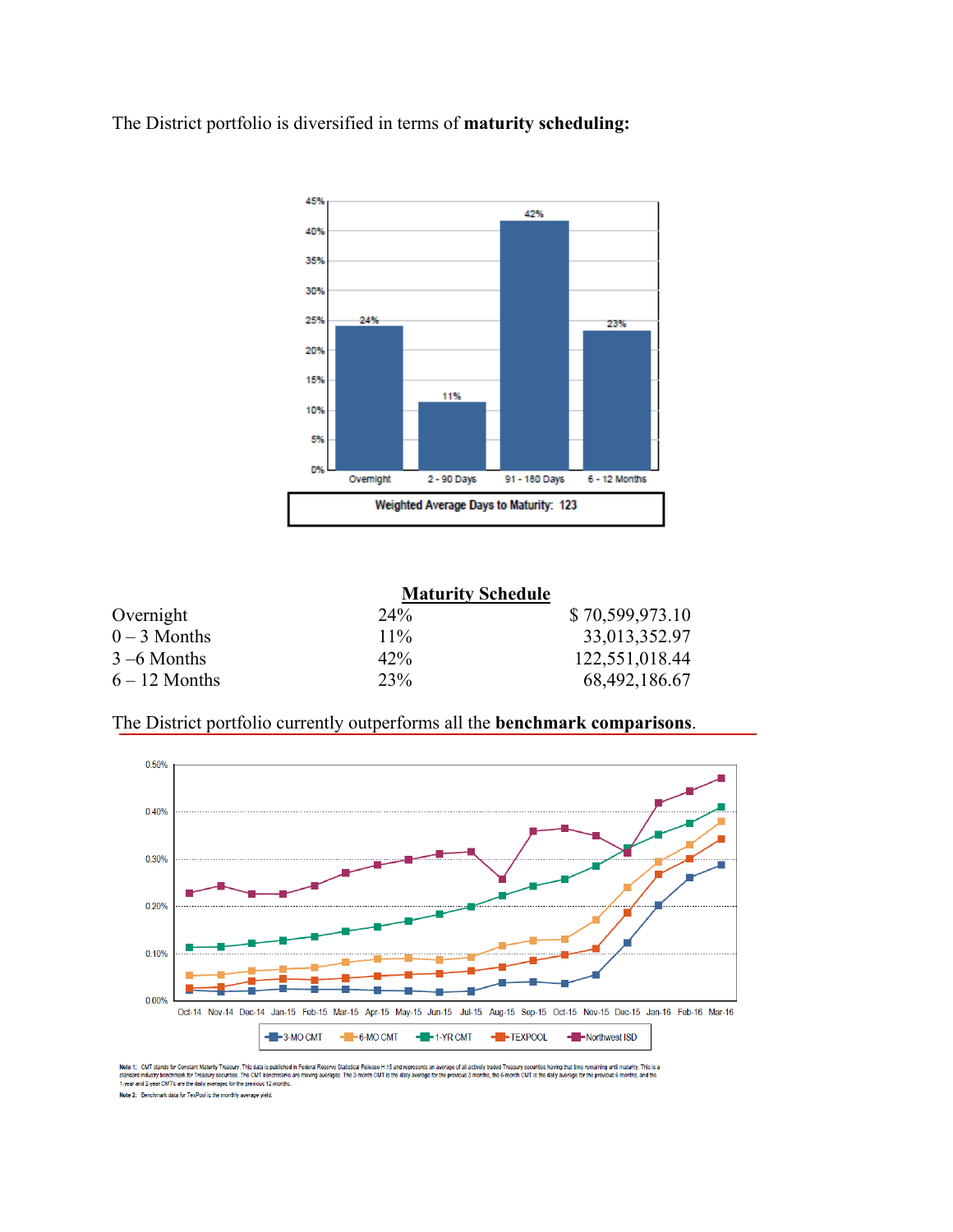The District portfolio is diversified in terms of **maturity scheduling:**

**Maturity Schedule**

| | | |
|---|---|---|
| Overnight | 24% | $ 70,599,973.10 |
| 0 – 3 Months | 11% | 33,013,352.97 |
| 3 –6 Months | 42% | 122,551,018.44 |
| 6 – 12 Months | 23% | 68,492,186.67 |

The District portfolio currently outperforms all the **benchmark comparisons**.

**Note 1:** CMT stands for Constant Maturity Treasury. This data is published in Federal Reserve Statistical Release H.15 and represents an average of all actively traded Treasury securities having that time remaining until maturity. This is a standard industry benchmark for Treasury securities. The CMT benchmarks are moving averages. The 3-month CMT is the daily average for the previous 3 months, the 6-month CMT is the daily average for the previous 6 months, and the 1-year and 2-year CMT's are the daily averages for the previous 12-months.

**Note 2:** Benchmark data for TexPool is the monthly average yield.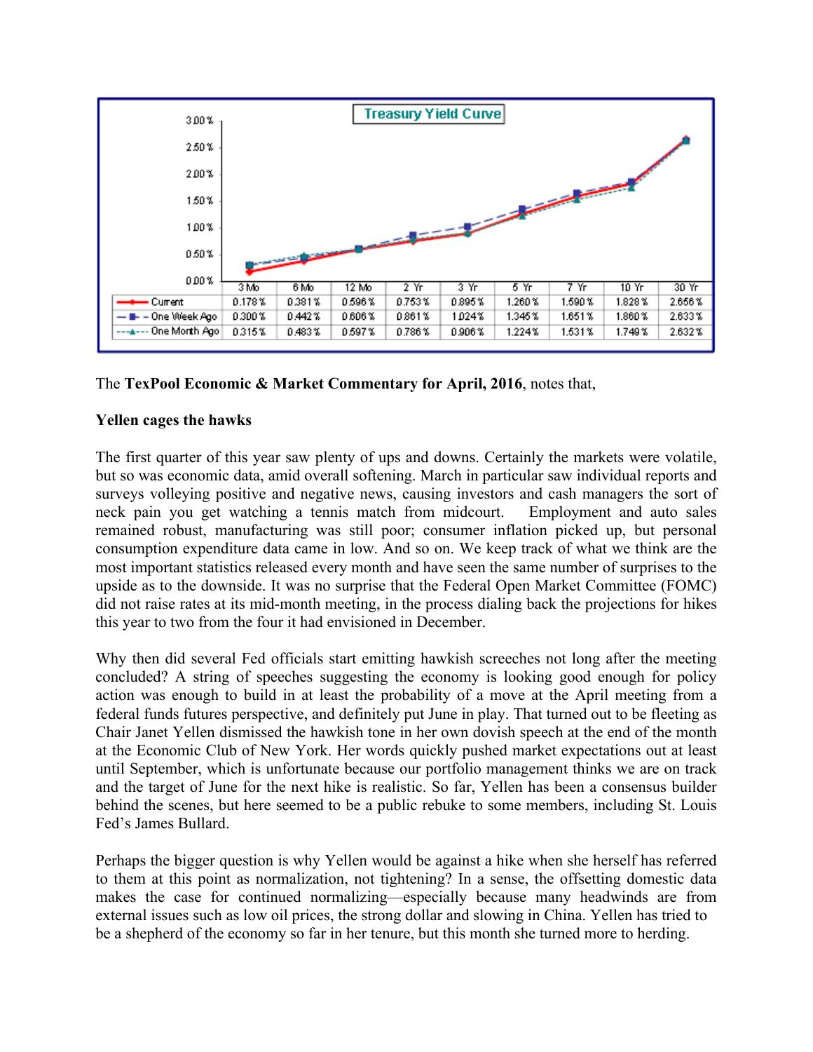**Treasury Yield Curve**

| | 3 Mo | 6 Mo | 12 Mo | 2 Yr | 3 Yr | 5 Yr | 7 Yr | 10 Yr | 30 Yr |
|---|---|---|---|---|---|---|---|---|---|
| Current | 0.178% | 0.381% | 0.596% | 0.753% | 0.895% | 1.260% | 1.590% | 1.828% | 2.656% |
| One Week Ago | 0.300% | 0.442% | 0.606% | 0.861% | 1.024% | 1.345% | 1.651% | 1.860% | 2.633% |
| One Month Ago | 0.315% | 0.483% | 0.597% | 0.786% | 0.906% | 1.224% | 1.531% | 1.749% | 2.632% |

The **TexPool Economic & Market Commentary for April, 2016**, notes that,

**Yellen cages the hawks**

The first quarter of this year saw plenty of ups and downs. Certainly the markets were volatile, but so was economic data, amid overall softening. March in particular saw individual reports and surveys volleying positive and negative news, causing investors and cash managers the sort of neck pain you get watching a tennis match from midcourt. Employment and auto sales remained robust, manufacturing was still poor; consumer inflation picked up, but personal consumption expenditure data came in low. And so on. We keep track of what we think are the most important statistics released every month and have seen the same number of surprises to the upside as to the downside. It was no surprise that the Federal Open Market Committee (FOMC) did not raise rates at its mid-month meeting, in the process dialing back the projections for hikes this year to two from the four it had envisioned in December.

Why then did several Fed officials start emitting hawkish screeches not long after the meeting concluded? A string of speeches suggesting the economy is looking good enough for policy action was enough to build in at least the probability of a move at the April meeting from a federal funds futures perspective, and definitely put June in play. That turned out to be fleeting as Chair Janet Yellen dismissed the hawkish tone in her own dovish speech at the end of the month at the Economic Club of New York. Her words quickly pushed market expectations out at least until September, which is unfortunate because our portfolio management thinks we are on track and the target of June for the next hike is realistic. So far, Yellen has been a consensus builder behind the scenes, but here seemed to be a public rebuke to some members, including St. Louis Fed's James Bullard.

Perhaps the bigger question is why Yellen would be against a hike when she herself has referred to them at this point as normalization, not tightening? In a sense, the offsetting domestic data makes the case for continued normalizing—especially because many headwinds are from external issues such as low oil prices, the strong dollar and slowing in China. Yellen has tried to be a shepherd of the economy so far in her tenure, but this month she turned more to herding.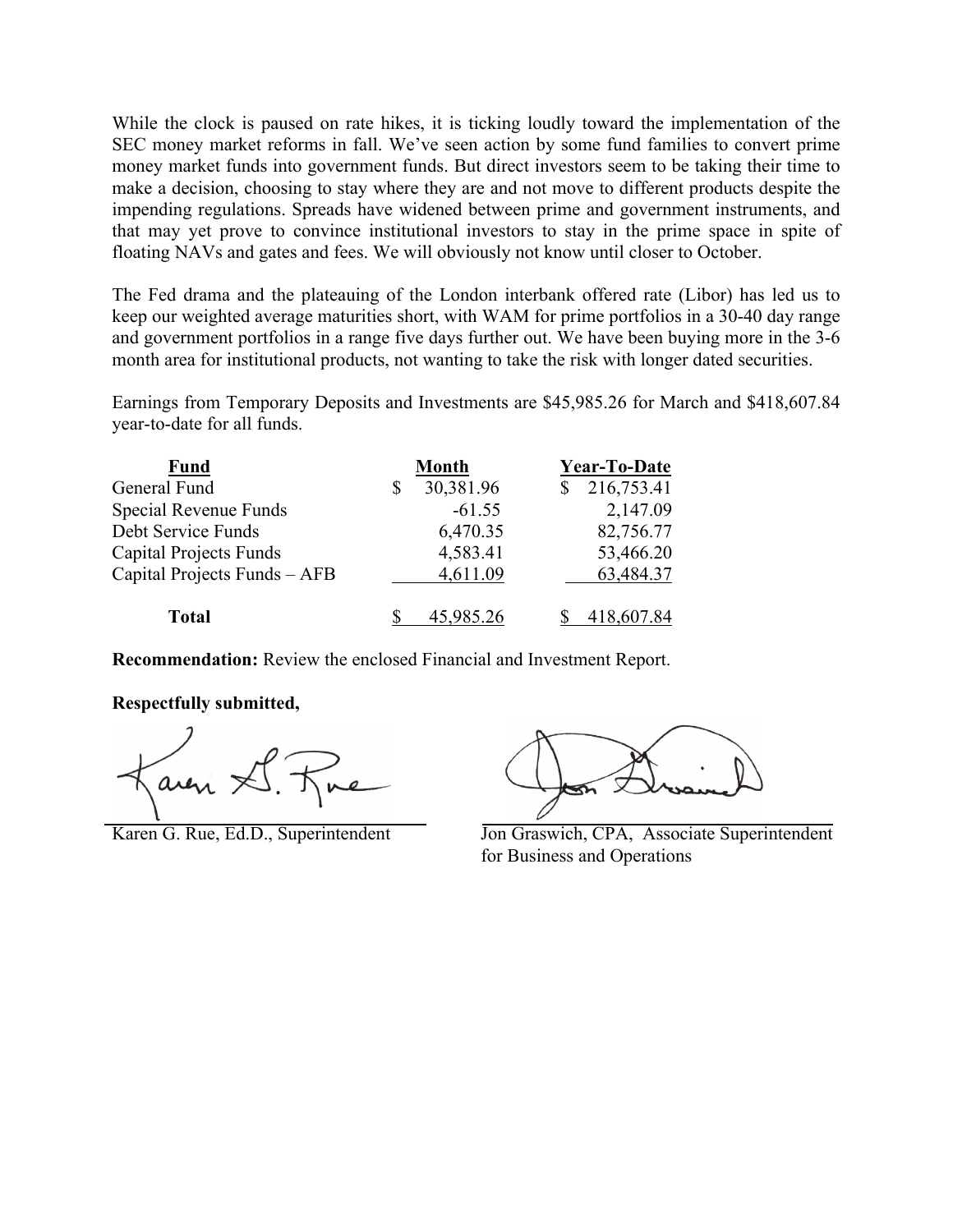While the clock is paused on rate hikes, it is ticking loudly toward the implementation of the SEC money market reforms in fall. We've seen action by some fund families to convert prime money market funds into government funds. But direct investors seem to be taking their time to make a decision, choosing to stay where they are and not move to different products despite the impending regulations. Spreads have widened between prime and government instruments, and that may yet prove to convince institutional investors to stay in the prime space in spite of floating NAVs and gates and fees. We will obviously not know until closer to October.

The Fed drama and the plateauing of the London interbank offered rate (Libor) has led us to keep our weighted average maturities short, with WAM for prime portfolios in a 30-40 day range and government portfolios in a range five days further out. We have been buying more in the 3-6 month area for institutional products, not wanting to take the risk with longer dated securities.

Earnings from Temporary Deposits and Investments are $45,985.26 for March and $418,607.84 year-to-date for all funds.

| Fund | Month | Year-To-Date |
|---|---|---|
| General Fund | $ 30,381.96 | $ 216,753.41 |
| Special Revenue Funds | -61.55 | 2,147.09 |
| Debt Service Funds | 6,470.35 | 82,756.77 |
| Capital Projects Funds | 4,583.41 | 53,466.20 |
| Capital Projects Funds – AFB | 4,611.09 | 63,484.37 |
| **Total** | $ 45,985.26 | $ 418,607.84 |

**Recommendation:** Review the enclosed Financial and Investment Report.

**Respectfully submitted,**

Karen G. Rue, Ed.D., Superintendent

Jon Graswich, CPA, Associate Superintendent for Business and Operations